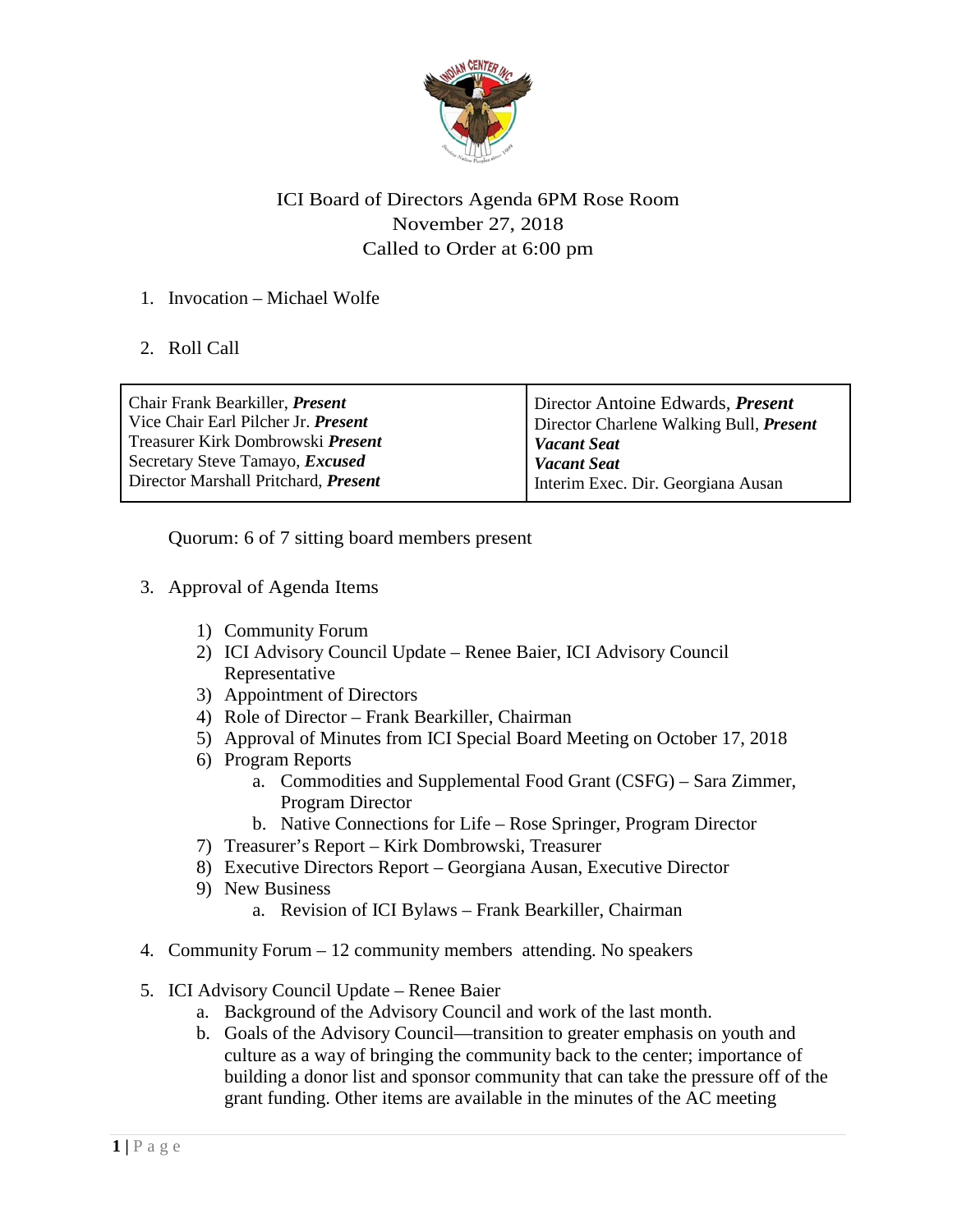ICI Board of Directors Agenda 6PM Rose Room
November 27, 2018
Called to Order at 6:00 pm

1. Invocation – Michael Wolfe

2. Roll Call

| | |
|---|---|
| Chair Frank Bearkiller, ***Present*** | Director Antoine Edwards, ***Present*** |
| Vice Chair Earl Pilcher Jr. ***Present*** | Director Charlene Walking Bull, ***Present*** |
| Treasurer Kirk Dombrowski ***Present*** | ***Vacant Seat*** |
| Secretary Steve Tamayo, ***Excused*** | ***Vacant Seat*** |
| Director Marshall Pritchard, ***Present*** | Interim Exec. Dir. Georgiana Ausan |

Quorum: 6 of 7 sitting board members present

3. Approval of Agenda Items

    1) Community Forum
    2) ICI Advisory Council Update – Renee Baier, ICI Advisory Council Representative
    3) Appointment of Directors
    4) Role of Director – Frank Bearkiller, Chairman
    5) Approval of Minutes from ICI Special Board Meeting on October 17, 2018
    6) Program Reports
        a. Commodities and Supplemental Food Grant (CSFG) – Sara Zimmer, Program Director
        b. Native Connections for Life – Rose Springer, Program Director
    7) Treasurer's Report – Kirk Dombrowski, Treasurer
    8) Executive Directors Report – Georgiana Ausan, Executive Director
    9) New Business
        a. Revision of ICI Bylaws – Frank Bearkiller, Chairman

4. Community Forum – 12 community members attending. No speakers

5. ICI Advisory Council Update – Renee Baier
    a. Background of the Advisory Council and work of the last month.
    b. Goals of the Advisory Council—transition to greater emphasis on youth and culture as a way of bringing the community back to the center; importance of building a donor list and sponsor community that can take the pressure off of the grant funding. Other items are available in the minutes of the AC meeting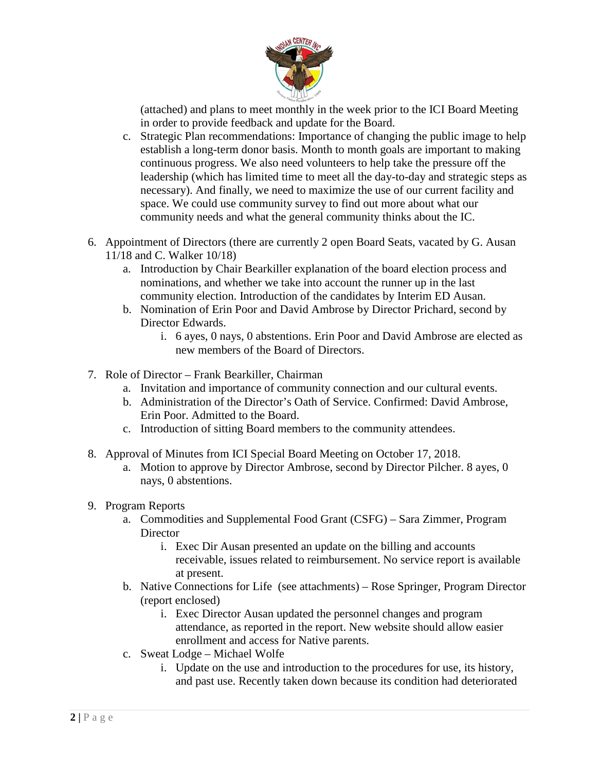(attached) and plans to meet monthly in the week prior to the ICI Board Meeting in order to provide feedback and update for the Board.

   c. Strategic Plan recommendations: Importance of changing the public image to help establish a long-term donor basis. Month to month goals are important to making continuous progress. We also need volunteers to help take the pressure off the leadership (which has limited time to meet all the day-to-day and strategic steps as necessary). And finally, we need to maximize the use of our current facility and space. We could use community survey to find out more about what our community needs and what the general community thinks about the IC.

6. Appointment of Directors (there are currently 2 open Board Seats, vacated by G. Ausan 11/18 and C. Walker 10/18)
   a. Introduction by Chair Bearkiller explanation of the board election process and nominations, and whether we take into account the runner up in the last community election. Introduction of the candidates by Interim ED Ausan.
   b. Nomination of Erin Poor and David Ambrose by Director Prichard, second by Director Edwards.
      i. 6 ayes, 0 nays, 0 abstentions. Erin Poor and David Ambrose are elected as new members of the Board of Directors.

7. Role of Director – Frank Bearkiller, Chairman
   a. Invitation and importance of community connection and our cultural events.
   b. Administration of the Director's Oath of Service. Confirmed: David Ambrose, Erin Poor. Admitted to the Board.
   c. Introduction of sitting Board members to the community attendees.

8. Approval of Minutes from ICI Special Board Meeting on October 17, 2018.
   a. Motion to approve by Director Ambrose, second by Director Pilcher. 8 ayes, 0 nays, 0 abstentions.

9. Program Reports
   a. Commodities and Supplemental Food Grant (CSFG) – Sara Zimmer, Program Director
      i. Exec Dir Ausan presented an update on the billing and accounts receivable, issues related to reimbursement. No service report is available at present.
   b. Native Connections for Life (see attachments) – Rose Springer, Program Director (report enclosed)
      i. Exec Director Ausan updated the personnel changes and program attendance, as reported in the report. New website should allow easier enrollment and access for Native parents.
   c. Sweat Lodge – Michael Wolfe
      i. Update on the use and introduction to the procedures for use, its history, and past use. Recently taken down because its condition had deteriorated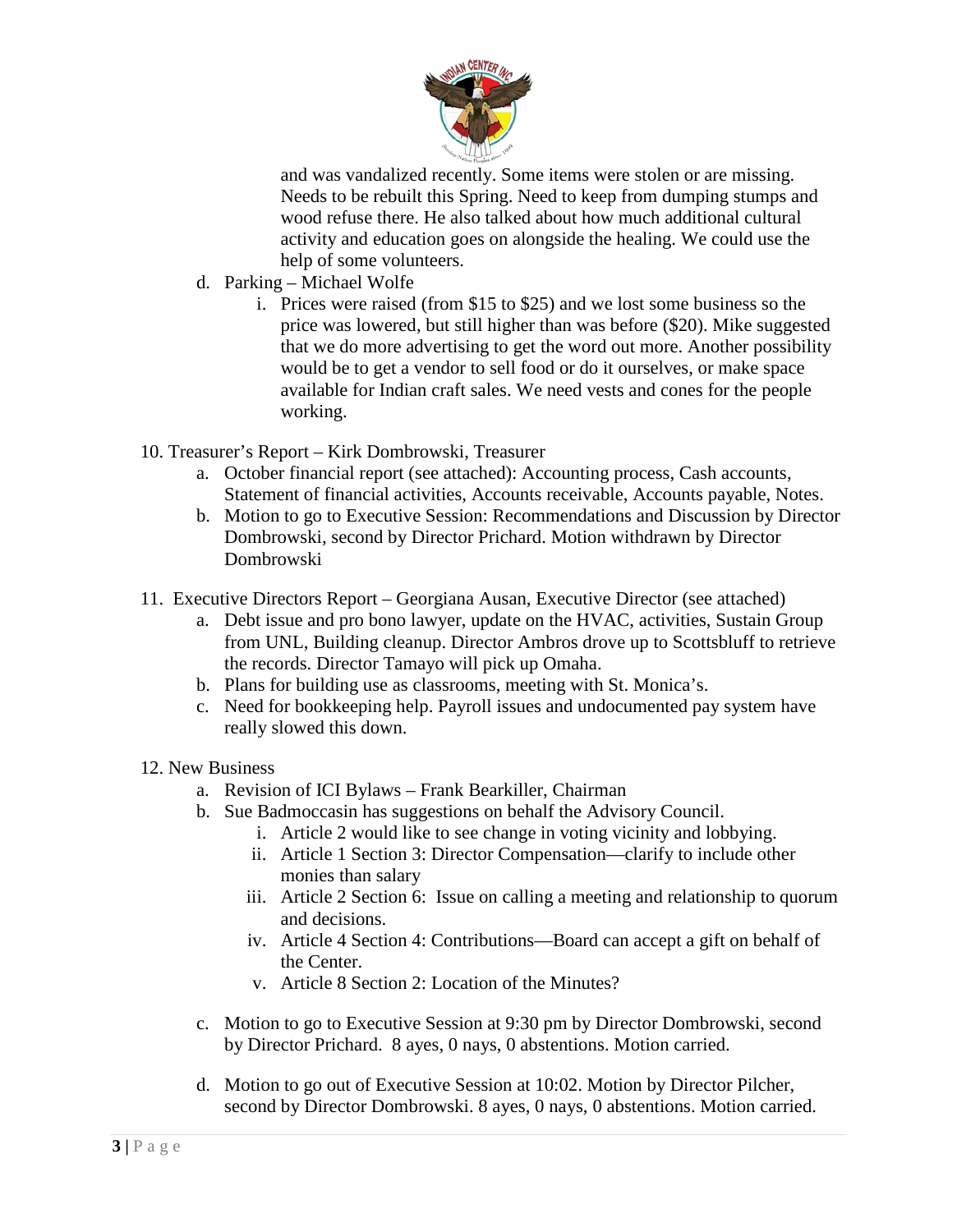and was vandalized recently. Some items were stolen or are missing. Needs to be rebuilt this Spring. Need to keep from dumping stumps and wood refuse there. He also talked about how much additional cultural activity and education goes on alongside the healing. We could use the help of some volunteers.

d. Parking – Michael Wolfe
   i. Prices were raised (from $15 to $25) and we lost some business so the price was lowered, but still higher than was before ($20). Mike suggested that we do more advertising to get the word out more. Another possibility would be to get a vendor to sell food or do it ourselves, or make space available for Indian craft sales. We need vests and cones for the people working.

10. Treasurer's Report – Kirk Dombrowski, Treasurer
   a. October financial report (see attached): Accounting process, Cash accounts, Statement of financial activities, Accounts receivable, Accounts payable, Notes.
   b. Motion to go to Executive Session: Recommendations and Discussion by Director Dombrowski, second by Director Prichard. Motion withdrawn by Director Dombrowski

11. Executive Directors Report – Georgiana Ausan, Executive Director (see attached)
   a. Debt issue and pro bono lawyer, update on the HVAC, activities, Sustain Group from UNL, Building cleanup. Director Ambros drove up to Scottsbluff to retrieve the records. Director Tamayo will pick up Omaha.
   b. Plans for building use as classrooms, meeting with St. Monica's.
   c. Need for bookkeeping help. Payroll issues and undocumented pay system have really slowed this down.

12. New Business
   a. Revision of ICI Bylaws – Frank Bearkiller, Chairman
   b. Sue Badmoccasin has suggestions on behalf the Advisory Council.
      i. Article 2 would like to see change in voting vicinity and lobbying.
      ii. Article 1 Section 3: Director Compensation—clarify to include other monies than salary
      iii. Article 2 Section 6: Issue on calling a meeting and relationship to quorum and decisions.
      iv. Article 4 Section 4: Contributions—Board can accept a gift on behalf of the Center.
      v. Article 8 Section 2: Location of the Minutes?

   c. Motion to go to Executive Session at 9:30 pm by Director Dombrowski, second by Director Prichard. 8 ayes, 0 nays, 0 abstentions. Motion carried.

   d. Motion to go out of Executive Session at 10:02. Motion by Director Pilcher, second by Director Dombrowski. 8 ayes, 0 nays, 0 abstentions. Motion carried.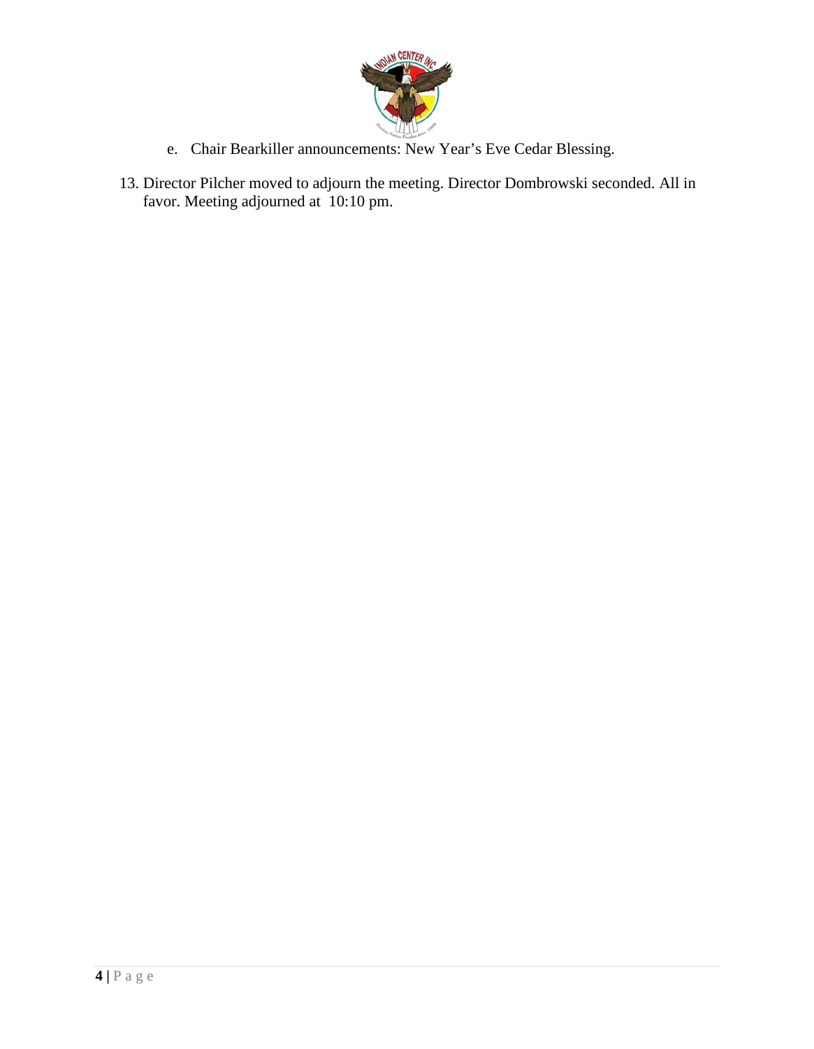e. Chair Bearkiller announcements: New Year's Eve Cedar Blessing.

13. Director Pilcher moved to adjourn the meeting. Director Dombrowski seconded. All in favor. Meeting adjourned at 10:10 pm.